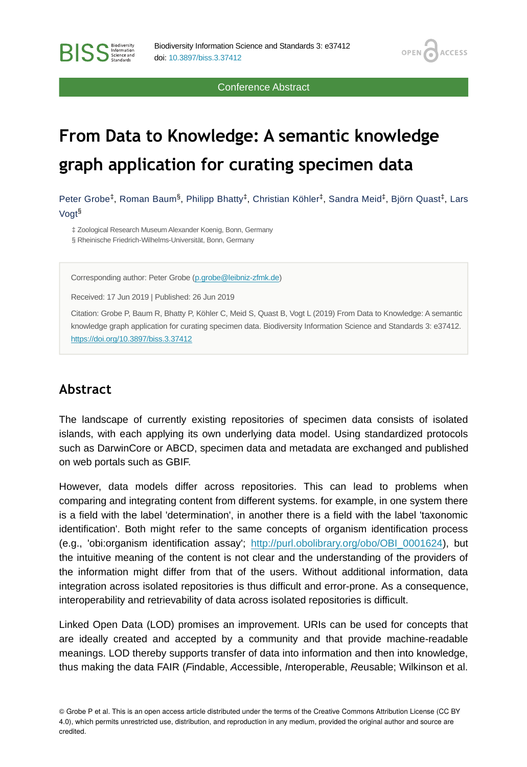Conference Abstract

# From Data to Knowledge: A semantic knowledge graph application for curating specimen data

Peter Grobe[‡], Roman Baum[§], Philipp Bhatty[‡], Christian Köhler[‡], Sandra Meid[‡], Björn Quast[‡], Lars Vogt[§]

‡ Zoological Research Museum Alexander Koenig, Bonn, Germany
§ Rheinische Friedrich-Wilhelms-Universität, Bonn, Germany

Corresponding author: Peter Grobe (p.grobe@leibniz-zfmk.de)

Received: 17 Jun 2019 | Published: 26 Jun 2019

Citation: Grobe P, Baum R, Bhatty P, Köhler C, Meid S, Quast B, Vogt L (2019) From Data to Knowledge: A semantic knowledge graph application for curating specimen data. Biodiversity Information Science and Standards 3: e37412. https://doi.org/10.3897/biss.3.37412

## Abstract

The landscape of currently existing repositories of specimen data consists of isolated islands, with each applying its own underlying data model. Using standardized protocols such as DarwinCore or ABCD, specimen data and metadata are exchanged and published on web portals such as GBIF.

However, data models differ across repositories. This can lead to problems when comparing and integrating content from different systems. for example, in one system there is a field with the label 'determination', in another there is a field with the label 'taxonomic identification'. Both might refer to the same concepts of organism identification process (e.g., 'obi:organism identification assay'; http://purl.obolibrary.org/obo/OBI_0001624), but the intuitive meaning of the content is not clear and the understanding of the providers of the information might differ from that of the users. Without additional information, data integration across isolated repositories is thus difficult and error-prone. As a consequence, interoperability and retrievability of data across isolated repositories is difficult.

Linked Open Data (LOD) promises an improvement. URIs can be used for concepts that are ideally created and accepted by a community and that provide machine-readable meanings. LOD thereby supports transfer of data into information and then into knowledge, thus making the data FAIR (*F*indable, *A*ccessible, *I*nteroperable, *R*eusable; Wilkinson et al.

© Grobe P et al. This is an open access article distributed under the terms of the Creative Commons Attribution License (CC BY 4.0), which permits unrestricted use, distribution, and reproduction in any medium, provided the original author and source are credited.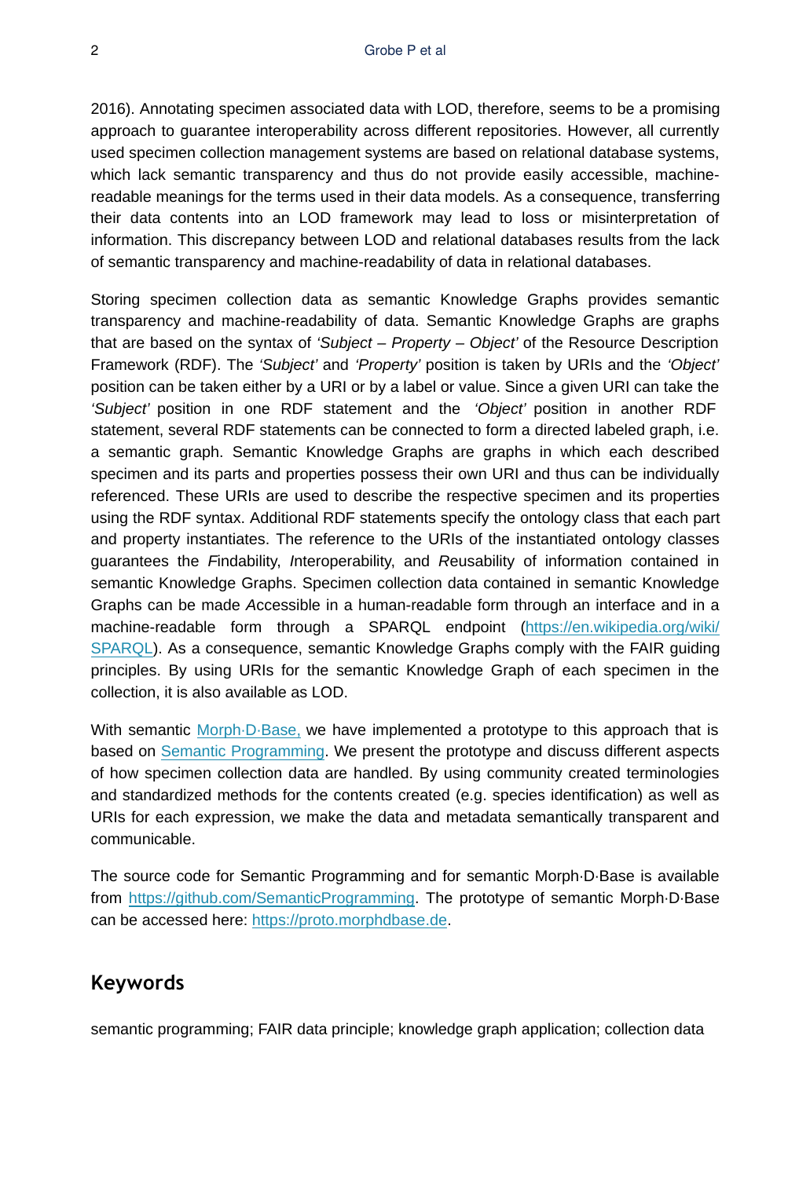2016). Annotating specimen associated data with LOD, therefore, seems to be a promising approach to guarantee interoperability across different repositories. However, all currently used specimen collection management systems are based on relational database systems, which lack semantic transparency and thus do not provide easily accessible, machine-readable meanings for the terms used in their data models. As a consequence, transferring their data contents into an LOD framework may lead to loss or misinterpretation of information. This discrepancy between LOD and relational databases results from the lack of semantic transparency and machine-readability of data in relational databases.

Storing specimen collection data as semantic Knowledge Graphs provides semantic transparency and machine-readability of data. Semantic Knowledge Graphs are graphs that are based on the syntax of *'Subject – Property – Object'* of the Resource Description Framework (RDF). The *'Subject'* and *'Property'* position is taken by URIs and the *'Object'* position can be taken either by a URI or by a label or value. Since a given URI can take the *'Subject'* position in one RDF statement and the *'Object'* position in another RDF statement, several RDF statements can be connected to form a directed labeled graph, i.e. a semantic graph. Semantic Knowledge Graphs are graphs in which each described specimen and its parts and properties possess their own URI and thus can be individually referenced. These URIs are used to describe the respective specimen and its properties using the RDF syntax. Additional RDF statements specify the ontology class that each part and property instantiates. The reference to the URIs of the instantiated ontology classes guarantees the *F*indability, *I*nteroperability, and *R*eusability of information contained in semantic Knowledge Graphs. Specimen collection data contained in semantic Knowledge Graphs can be made *A*ccessible in a human-readable form through an interface and in a machine-readable form through a SPARQL endpoint (https://en.wikipedia.org/wiki/SPARQL). As a consequence, semantic Knowledge Graphs comply with the FAIR guiding principles. By using URIs for the semantic Knowledge Graph of each specimen in the collection, it is also available as LOD.

With semantic Morph·D·Base, we have implemented a prototype to this approach that is based on Semantic Programming. We present the prototype and discuss different aspects of how specimen collection data are handled. By using community created terminologies and standardized methods for the contents created (e.g. species identification) as well as URIs for each expression, we make the data and metadata semantically transparent and communicable.

The source code for Semantic Programming and for semantic Morph·D·Base is available from https://github.com/SemanticProgramming. The prototype of semantic Morph·D·Base can be accessed here: https://proto.morphdbase.de.

## Keywords

semantic programming; FAIR data principle; knowledge graph application; collection data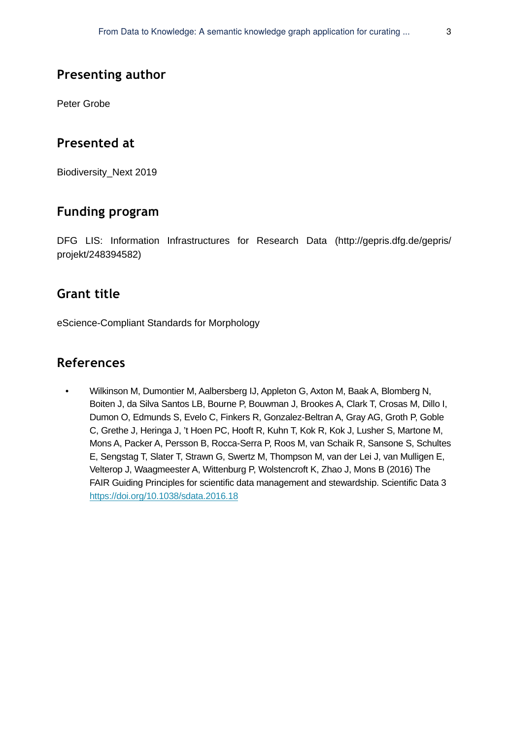## Presenting author

Peter Grobe

## Presented at

Biodiversity_Next 2019

## Funding program

DFG LIS: Information Infrastructures for Research Data (http://gepris.dfg.de/gepris/projekt/248394582)

## Grant title

eScience-Compliant Standards for Morphology

## References

- Wilkinson M, Dumontier M, Aalbersberg IJ, Appleton G, Axton M, Baak A, Blomberg N, Boiten J, da Silva Santos LB, Bourne P, Bouwman J, Brookes A, Clark T, Crosas M, Dillo I, Dumon O, Edmunds S, Evelo C, Finkers R, Gonzalez-Beltran A, Gray AG, Groth P, Goble C, Grethe J, Heringa J, 't Hoen PC, Hooft R, Kuhn T, Kok R, Kok J, Lusher S, Martone M, Mons A, Packer A, Persson B, Rocca-Serra P, Roos M, van Schaik R, Sansone S, Schultes E, Sengstag T, Slater T, Strawn G, Swertz M, Thompson M, van der Lei J, van Mulligen E, Velterop J, Waagmeester A, Wittenburg P, Wolstencroft K, Zhao J, Mons B (2016) The FAIR Guiding Principles for scientific data management and stewardship. Scientific Data 3 [https://doi.org/10.1038/sdata.2016.18](https://doi.org/10.1038/sdata.2016.18)